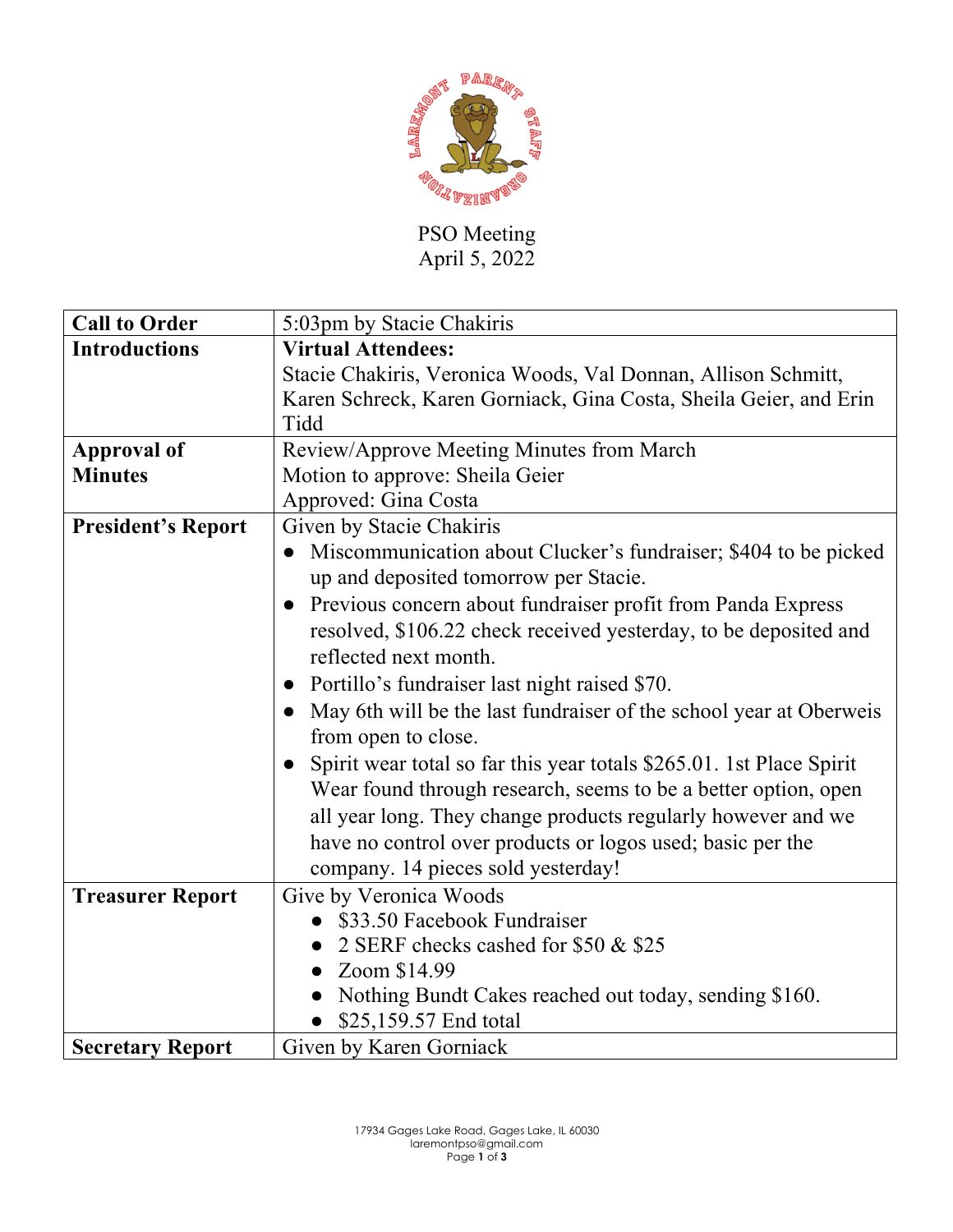PSO Meeting
April 5, 2022

| | |
|---|---|
| **Call to Order** | 5:03pm by Stacie Chakiris |
| **Introductions** | **Virtual Attendees:**<br>Stacie Chakiris, Veronica Woods, Val Donnan, Allison Schmitt, Karen Schreck, Karen Gorniack, Gina Costa, Sheila Geier, and Erin Tidd |
| **Approval of Minutes** | Review/Approve Meeting Minutes from March<br>Motion to approve: Sheila Geier<br>Approved: Gina Costa |
| **President's Report** | Given by Stacie Chakiris<br>● Miscommunication about Clucker's fundraiser; $404 to be picked up and deposited tomorrow per Stacie.<br>● Previous concern about fundraiser profit from Panda Express resolved, $106.22 check received yesterday, to be deposited and reflected next month.<br>● Portillo's fundraiser last night raised $70.<br>● May 6th will be the last fundraiser of the school year at Oberweis from open to close.<br>● Spirit wear total so far this year totals $265.01. 1st Place Spirit Wear found through research, seems to be a better option, open all year long. They change products regularly however and we have no control over products or logos used; basic per the company. 14 pieces sold yesterday! |
| **Treasurer Report** | Give by Veronica Woods<br>● $33.50 Facebook Fundraiser<br>● 2 SERF checks cashed for $50 & $25<br>● Zoom $14.99<br>● Nothing Bundt Cakes reached out today, sending $160.<br>● $25,159.57 End total |
| **Secretary Report** | Given by Karen Gorniack |

17934 Gages Lake Road, Gages Lake, IL 60030
laremontpso@gmail.com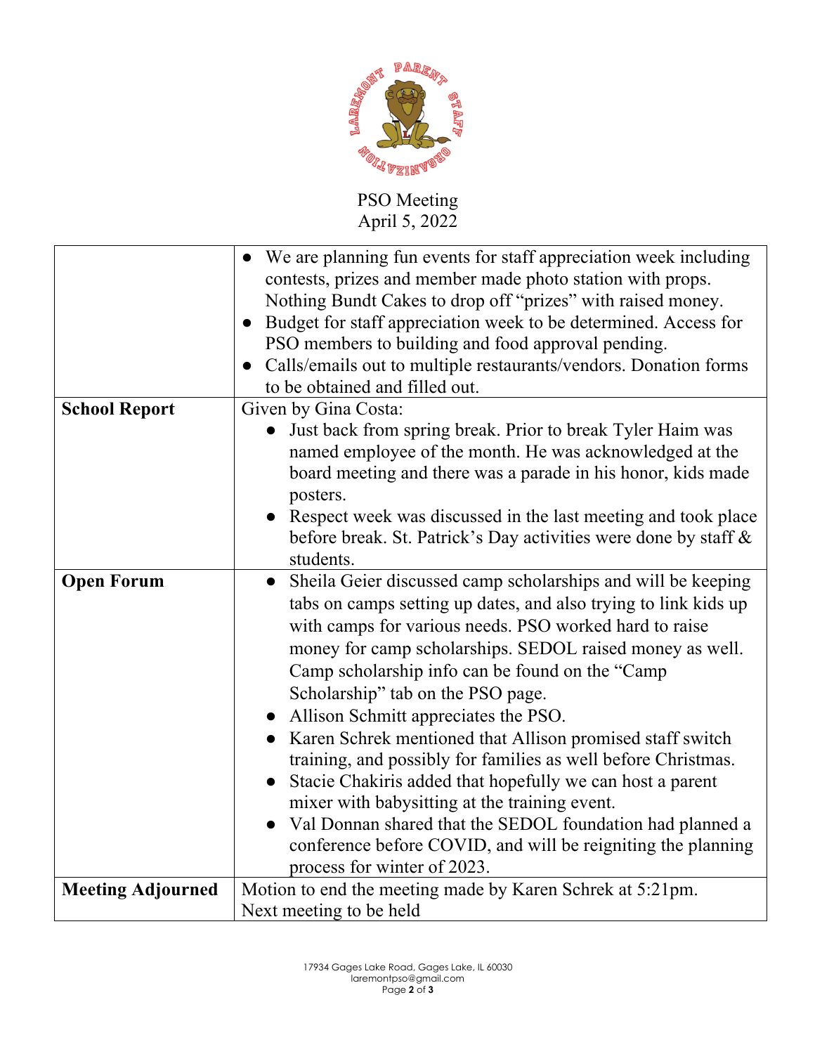PSO Meeting
April 5, 2022

| | |
|---|---|
| | • We are planning fun events for staff appreciation week including contests, prizes and member made photo station with props. Nothing Bundt Cakes to drop off "prizes" with raised money.<br>• Budget for staff appreciation week to be determined. Access for PSO members to building and food approval pending.<br>• Calls/emails out to multiple restaurants/vendors. Donation forms to be obtained and filled out. |
| **School Report** | Given by Gina Costa:<br>• Just back from spring break. Prior to break Tyler Haim was named employee of the month. He was acknowledged at the board meeting and there was a parade in his honor, kids made posters.<br>• Respect week was discussed in the last meeting and took place before break. St. Patrick's Day activities were done by staff & students. |
| **Open Forum** | • Sheila Geier discussed camp scholarships and will be keeping tabs on camps setting up dates, and also trying to link kids up with camps for various needs. PSO worked hard to raise money for camp scholarships. SEDOL raised money as well. Camp scholarship info can be found on the "Camp Scholarship" tab on the PSO page.<br>• Allison Schmitt appreciates the PSO.<br>• Karen Schrek mentioned that Allison promised staff switch training, and possibly for families as well before Christmas.<br>• Stacie Chakiris added that hopefully we can host a parent mixer with babysitting at the training event.<br>• Val Donnan shared that the SEDOL foundation had planned a conference before COVID, and will be reigniting the planning process for winter of 2023. |
| **Meeting Adjourned** | Motion to end the meeting made by Karen Schrek at 5:21pm.<br>Next meeting to be held |

17934 Gages Lake Road, Gages Lake, IL 60030
laremontpso@gmail.com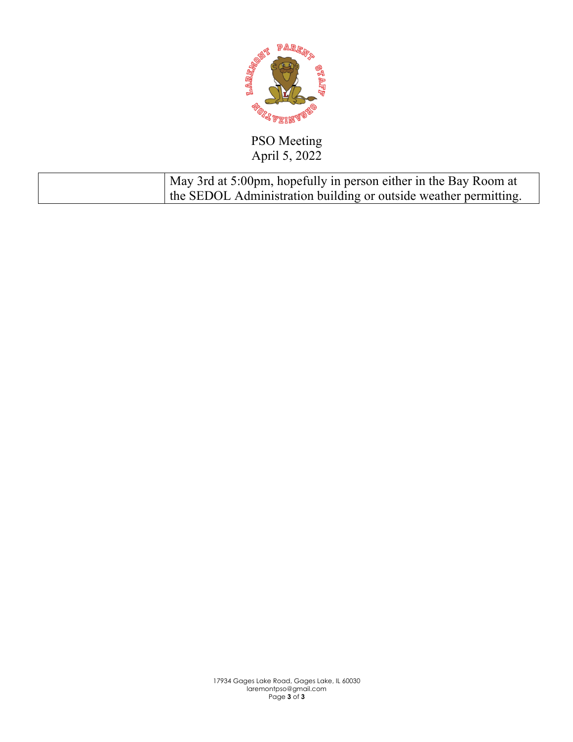PSO Meeting
April 5, 2022

| | |
|---|---|
| | May 3rd at 5:00pm, hopefully in person either in the Bay Room at the SEDOL Administration building or outside weather permitting. |

17934 Gages Lake Road, Gages Lake, IL 60030
laremontpso@gmail.com